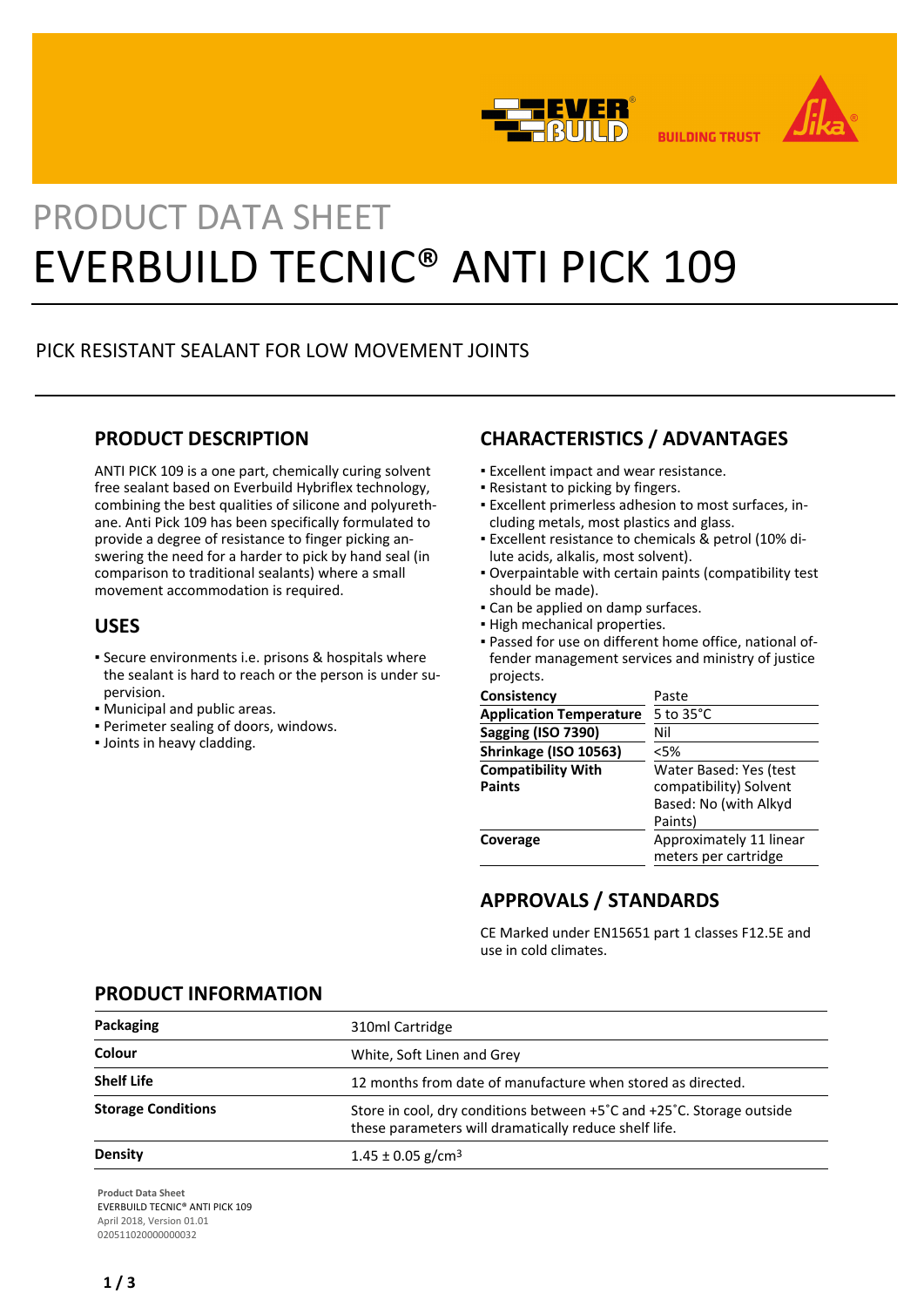# PRODUCT DATA SHEET

# EVERBUILD TECNIC® ANTI PICK 109

PICK RESISTANT SEALANT FOR LOW MOVEMENT JOINTS

## PRODUCT DESCRIPTION

ANTI PICK 109 is a one part, chemically curing solvent free sealant based on Everbuild Hybriflex technology, combining the best qualities of silicone and polyurethane. Anti Pick 109 has been specifically formulated to provide a degree of resistance to finger picking answering the need for a harder to pick by hand seal (in comparison to traditional sealants) where a small movement accommodation is required.

## USES

- Secure environments i.e. prisons & hospitals where the sealant is hard to reach or the person is under supervision.
- Municipal and public areas.
- Perimeter sealing of doors, windows.
- Joints in heavy cladding.

## CHARACTERISTICS / ADVANTAGES

- Excellent impact and wear resistance.
- Resistant to picking by fingers.
- Excellent primerless adhesion to most surfaces, including metals, most plastics and glass.
- Excellent resistance to chemicals & petrol (10% dilute acids, alkalis, most solvent).
- Overpaintable with certain paints (compatibility test should be made).
- Can be applied on damp surfaces.
- High mechanical properties.
- Passed for use on different home office, national offender management services and ministry of justice projects.

| | |
|---|---|
| **Consistency** | Paste |
| **Application Temperature** | 5 to 35°C |
| **Sagging (ISO 7390)** | Nil |
| **Shrinkage (ISO 10563)** | <5% |
| **Compatibility With Paints** | Water Based: Yes (test compatibility) Solvent Based: No (with Alkyd Paints) |
| **Coverage** | Approximately 11 linear meters per cartridge |

## APPROVALS / STANDARDS

CE Marked under EN15651 part 1 classes F12.5E and use in cold climates.

## PRODUCT INFORMATION

| | |
|---|---|
| **Packaging** | 310ml Cartridge |
| **Colour** | White, Soft Linen and Grey |
| **Shelf Life** | 12 months from date of manufacture when stored as directed. |
| **Storage Conditions** | Store in cool, dry conditions between +5˚C and +25˚C. Storage outside these parameters will dramatically reduce shelf life. |
| **Density** | 1.45 ± 0.05 g/cm$^3$ |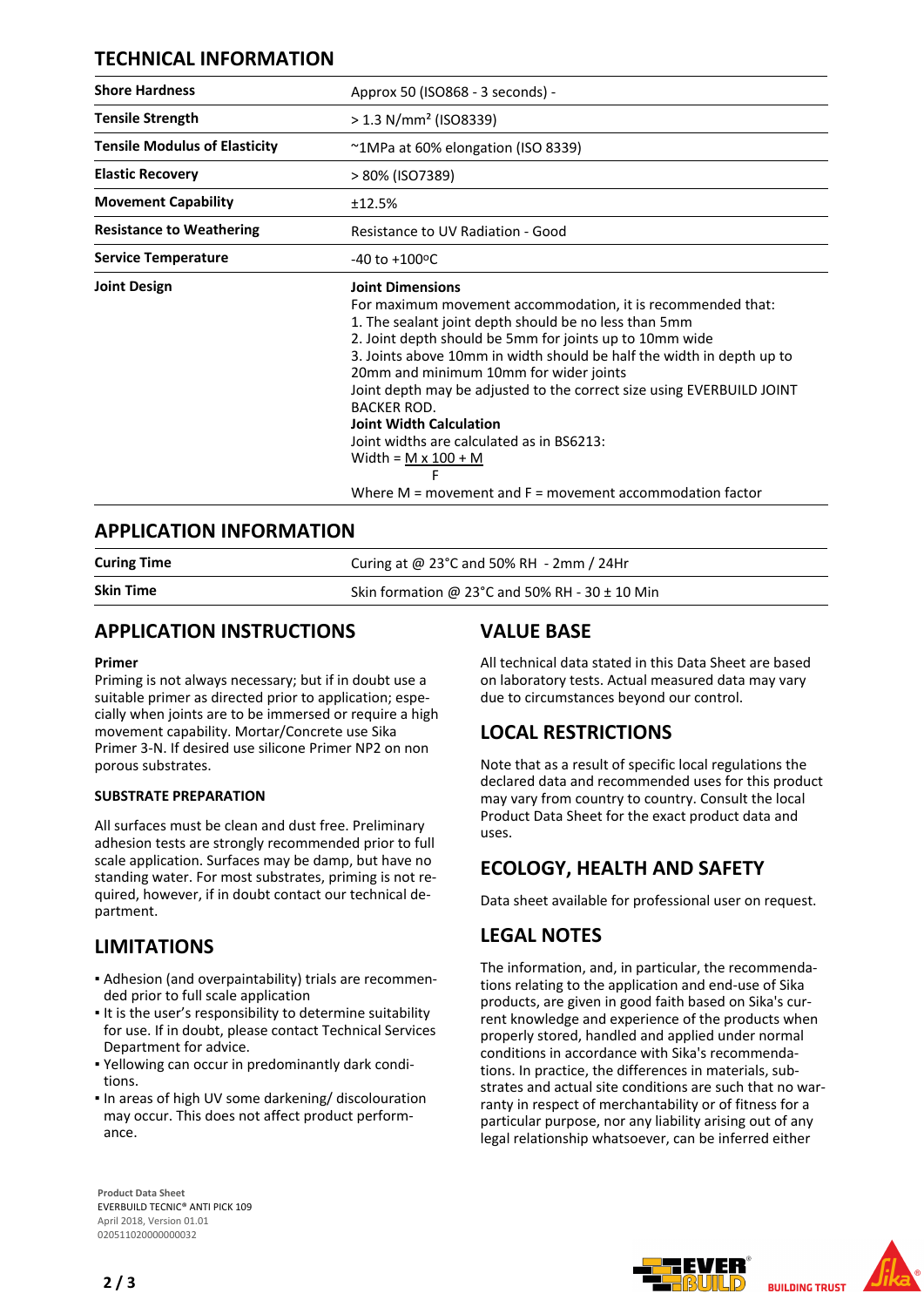## TECHNICAL INFORMATION

| | |
|---|---|
| **Shore Hardness** | Approx 50 (ISO868 - 3 seconds) - |
| **Tensile Strength** | > 1.3 N/mm² (ISO8339) |
| **Tensile Modulus of Elasticity** | ~1MPa at 60% elongation (ISO 8339) |
| **Elastic Recovery** | > 80% (ISO7389) |
| **Movement Capability** | ±12.5% |
| **Resistance to Weathering** | Resistance to UV Radiation - Good |
| **Service Temperature** | -40 to +100ºC |
| **Joint Design** | **Joint Dimensions**<br>For maximum movement accommodation, it is recommended that:<br>1. The sealant joint depth should be no less than 5mm<br>2. Joint depth should be 5mm for joints up to 10mm wide<br>3. Joints above 10mm in width should be half the width in depth up to 20mm and minimum 10mm for wider joints<br>Joint depth may be adjusted to the correct size using EVERBUILD JOINT BACKER ROD.<br>**Joint Width Calculation**<br>Joint widths are calculated as in BS6213:<br>Width = $\frac{M \times 100 + M}{F}$<br>Where M = movement and F = movement accommodation factor |

## APPLICATION INFORMATION

| | |
|---|---|
| **Curing Time** | Curing at @ 23°C and 50% RH - 2mm / 24Hr |
| **Skin Time** | Skin formation @ 23°C and 50% RH - 30 ± 10 Min |

## APPLICATION INSTRUCTIONS

**Primer**

Priming is not always necessary; but if in doubt use a suitable primer as directed prior to application; especially when joints are to be immersed or require a high movement capability. Mortar/Concrete use Sika Primer 3-N. If desired use silicone Primer NP2 on non porous substrates.

**SUBSTRATE PREPARATION**

All surfaces must be clean and dust free. Preliminary adhesion tests are strongly recommended prior to full scale application. Surfaces may be damp, but have no standing water. For most substrates, priming is not required, however, if in doubt contact our technical department.

## LIMITATIONS

- Adhesion (and overpaintability) trials are recommended prior to full scale application
- It is the user's responsibility to determine suitability for use. If in doubt, please contact Technical Services Department for advice.
- Yellowing can occur in predominantly dark conditions.
- In areas of high UV some darkening/ discolouration may occur. This does not affect product performance.

## VALUE BASE

All technical data stated in this Data Sheet are based on laboratory tests. Actual measured data may vary due to circumstances beyond our control.

## LOCAL RESTRICTIONS

Note that as a result of specific local regulations the declared data and recommended uses for this product may vary from country to country. Consult the local Product Data Sheet for the exact product data and uses.

## ECOLOGY, HEALTH AND SAFETY

Data sheet available for professional user on request.

## LEGAL NOTES

The information, and, in particular, the recommendations relating to the application and end-use of Sika products, are given in good faith based on Sika's current knowledge and experience of the products when properly stored, handled and applied under normal conditions in accordance with Sika's recommendations. In practice, the differences in materials, substrates and actual site conditions are such that no warranty in respect of merchantability or of fitness for a particular purpose, nor any liability arising out of any legal relationship whatsoever, can be inferred either

**Product Data Sheet**
EVERBUILD TECNIC® ANTI PICK 109
April 2018, Version 01.01
020511020000000032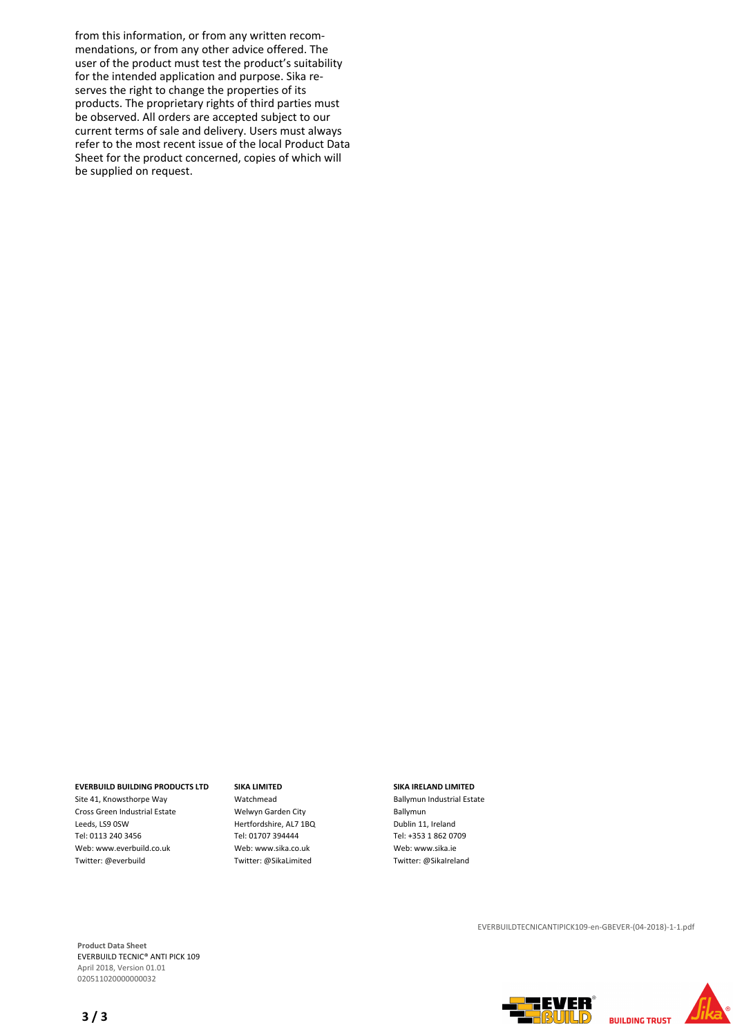from this information, or from any written recommendations, or from any other advice offered. The user of the product must test the product's suitability for the intended application and purpose. Sika reserves the right to change the properties of its products. The proprietary rights of third parties must be observed. All orders are accepted subject to our current terms of sale and delivery. Users must always refer to the most recent issue of the local Product Data Sheet for the product concerned, copies of which will be supplied on request.

**EVERBUILD BUILDING PRODUCTS LTD**
Site 41, Knowsthorpe Way
Cross Green Industrial Estate
Leeds, LS9 0SW
Tel: 0113 240 3456
Web: www.everbuild.co.uk
Twitter: @everbuild

**SIKA LIMITED**
Watchmead
Welwyn Garden City
Hertfordshire, AL7 1BQ
Tel: 01707 394444
Web: www.sika.co.uk
Twitter: @SikaLimited

**SIKA IRELAND LIMITED**
Ballymun Industrial Estate
Ballymun
Dublin 11, Ireland
Tel: +353 1 862 0709
Web: www.sika.ie
Twitter: @SikaIreland

EVERBUILDTECNICANTIPICK109-en-GBEVER-(04-2018)-1-1.pdf

**Product Data Sheet**
EVERBUILD TECNIC® ANTI PICK 109
April 2018, Version 01.01
020511020000000032